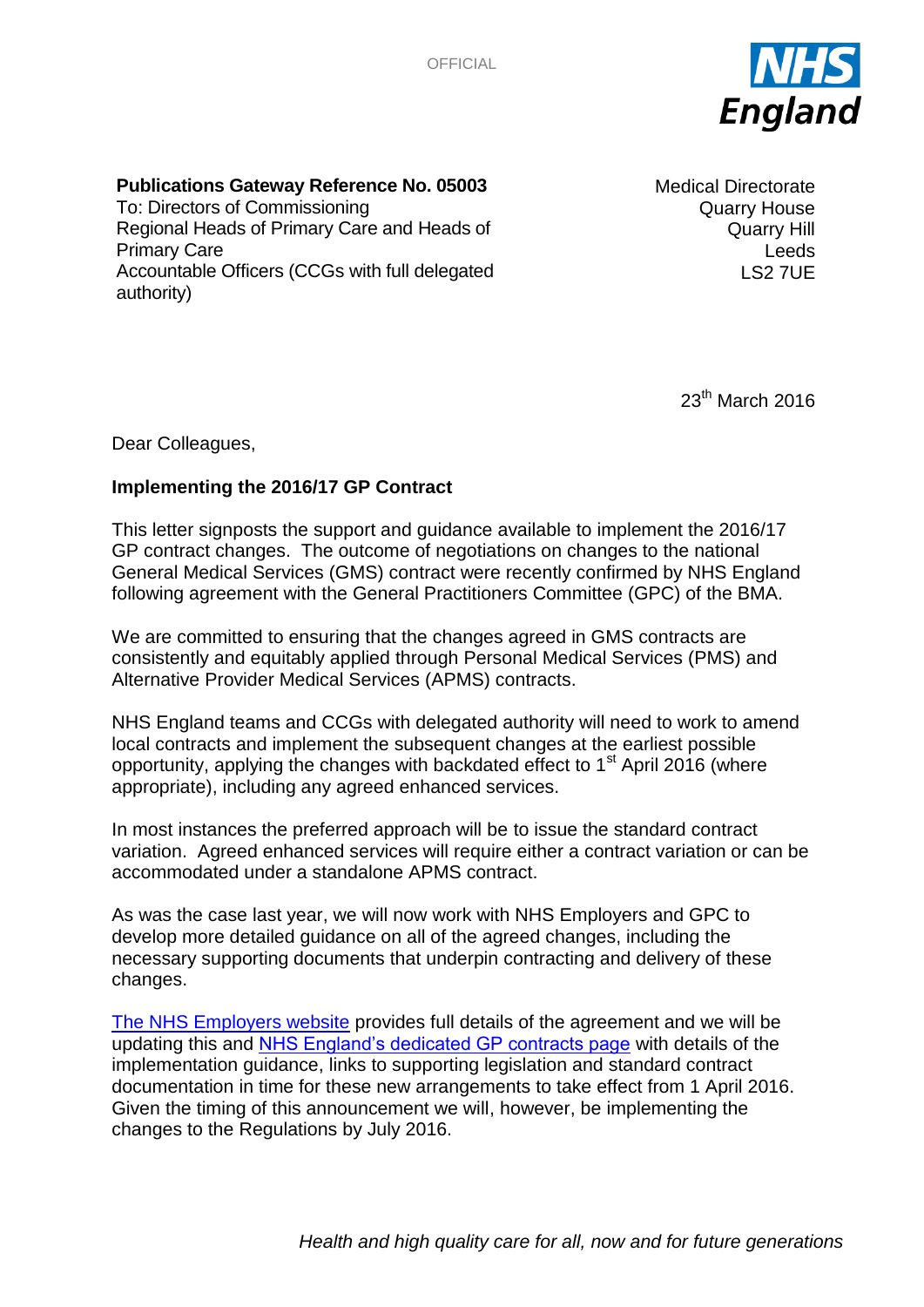OFFICIAL

**Publications Gateway Reference No. 05003**
To: Directors of Commissioning
Regional Heads of Primary Care and Heads of Primary Care
Accountable Officers (CCGs with full delegated authority)

Medical Directorate
Quarry House
Quarry Hill
Leeds
LS2 7UE

23rd March 2016

Dear Colleagues,

**Implementing the 2016/17 GP Contract**

This letter signposts the support and guidance available to implement the 2016/17 GP contract changes. The outcome of negotiations on changes to the national General Medical Services (GMS) contract were recently confirmed by NHS England following agreement with the General Practitioners Committee (GPC) of the BMA.

We are committed to ensuring that the changes agreed in GMS contracts are consistently and equitably applied through Personal Medical Services (PMS) and Alternative Provider Medical Services (APMS) contracts.

NHS England teams and CCGs with delegated authority will need to work to amend local contracts and implement the subsequent changes at the earliest possible opportunity, applying the changes with backdated effect to 1st April 2016 (where appropriate), including any agreed enhanced services.

In most instances the preferred approach will be to issue the standard contract variation. Agreed enhanced services will require either a contract variation or can be accommodated under a standalone APMS contract.

As was the case last year, we will now work with NHS Employers and GPC to develop more detailed guidance on all of the agreed changes, including the necessary supporting documents that underpin contracting and delivery of these changes.

The NHS Employers website provides full details of the agreement and we will be updating this and NHS England's dedicated GP contracts page with details of the implementation guidance, links to supporting legislation and standard contract documentation in time for these new arrangements to take effect from 1 April 2016. Given the timing of this announcement we will, however, be implementing the changes to the Regulations by July 2016.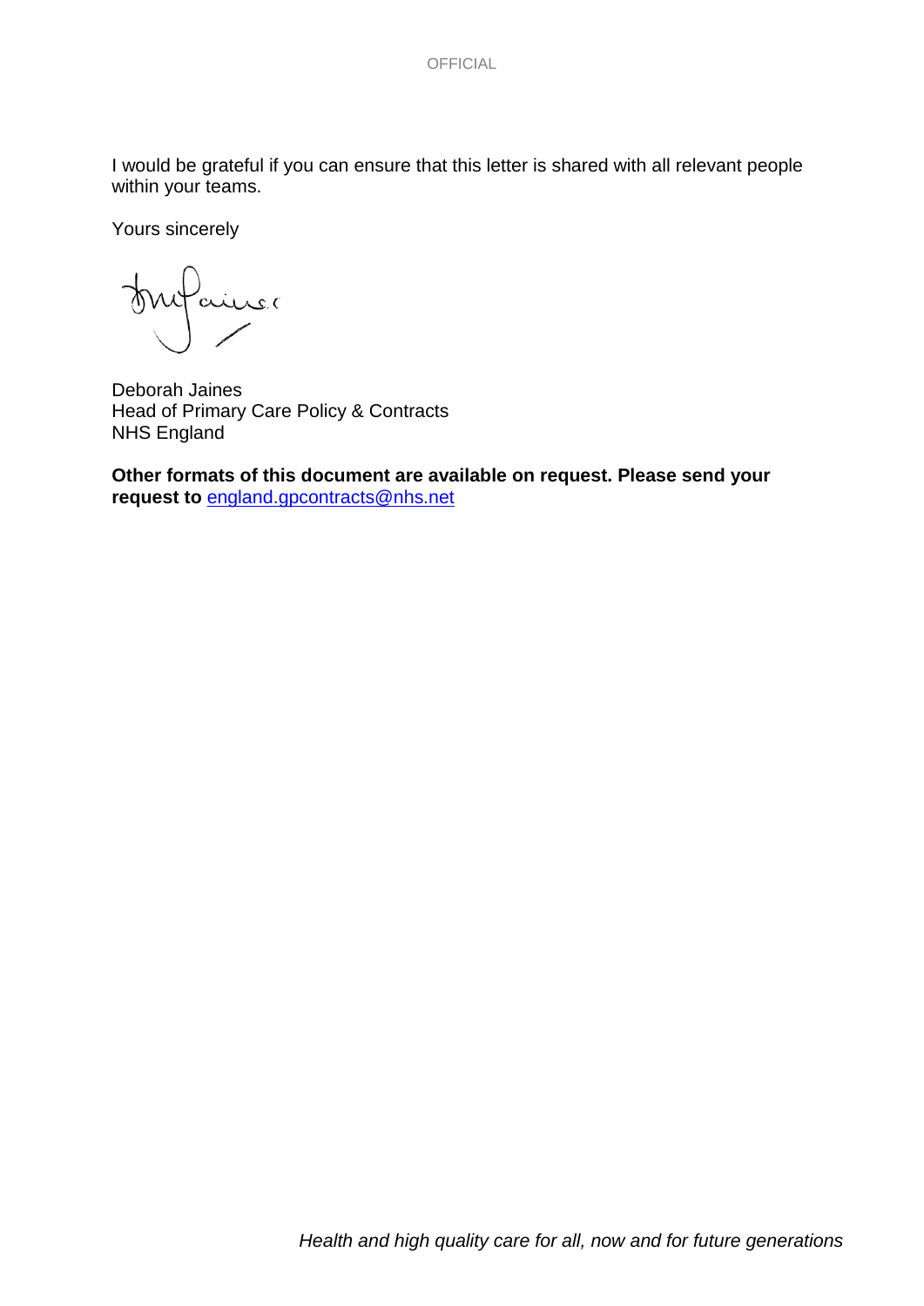I would be grateful if you can ensure that this letter is shared with all relevant people within your teams.

Yours sincerely

Deborah Jaines
Head of Primary Care Policy & Contracts
NHS England

**Other formats of this document are available on request. Please send your request to** england.gpcontracts@nhs.net